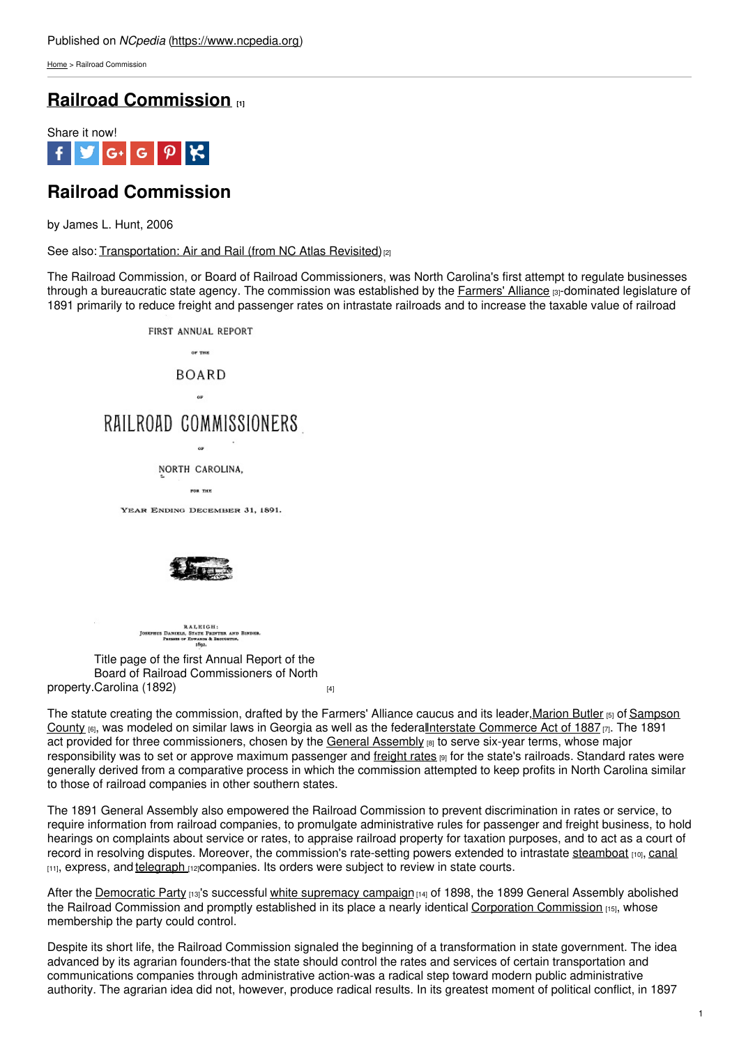Published on *NCpedia* (https://www.ncpedia.org)

Home > Railroad Commission

# Railroad Commission [1]

Share it now!

## Railroad Commission

by James L. Hunt, 2006

See also: Transportation: Air and Rail (from NC Atlas Revisited) [2]

The Railroad Commission, or Board of Railroad Commissioners, was North Carolina's first attempt to regulate businesses through a bureaucratic state agency. The commission was established by the Farmers' Alliance [3]-dominated legislature of 1891 primarily to reduce freight and passenger rates on intrastate railroads and to increase the taxable value of railroad property.

FIRST ANNUAL REPORT OF THE BOARD OF RAILROAD COMMISSIONERS OF NORTH CAROLINA, FOR THE YEAR ENDING DECEMBER 31, 1891.

RALEIGH: JOSEPHUS DANIELS, STATE PRINTER AND BINDER. PRESSES OF EDWARDS & BROUGHTON. 1892.

Title page of the first Annual Report of the Board of Railroad Commissioners of North Carolina (1892) [4]

The statute creating the commission, drafted by the Farmers' Alliance caucus and its leader, Marion Butler [5] of Sampson County [6], was modeled on similar laws in Georgia as well as the federal Interstate Commerce Act of 1887 [7]. The 1891 act provided for three commissioners, chosen by the General Assembly [8] to serve six-year terms, whose major responsibility was to set or approve maximum passenger and freight rates [9] for the state's railroads. Standard rates were generally derived from a comparative process in which the commission attempted to keep profits in North Carolina similar to those of railroad companies in other southern states.

The 1891 General Assembly also empowered the Railroad Commission to prevent discrimination in rates or service, to require information from railroad companies, to promulgate administrative rules for passenger and freight business, to hold hearings on complaints about service or rates, to appraise railroad property for taxation purposes, and to act as a court of record in resolving disputes. Moreover, the commission's rate-setting powers extended to intrastate steamboat [10], canal [11], express, and telegraph [12] companies. Its orders were subject to review in state courts.

After the Democratic Party [13]'s successful white supremacy campaign [14] of 1898, the 1899 General Assembly abolished the Railroad Commission and promptly established in its place a nearly identical Corporation Commission [15], whose membership the party could control.

Despite its short life, the Railroad Commission signaled the beginning of a transformation in state government. The idea advanced by its agrarian founders-that the state should control the rates and services of certain transportation and communications companies through administrative action-was a radical step toward modern public administrative authority. The agrarian idea did not, however, produce radical results. In its greatest moment of political conflict, in 1897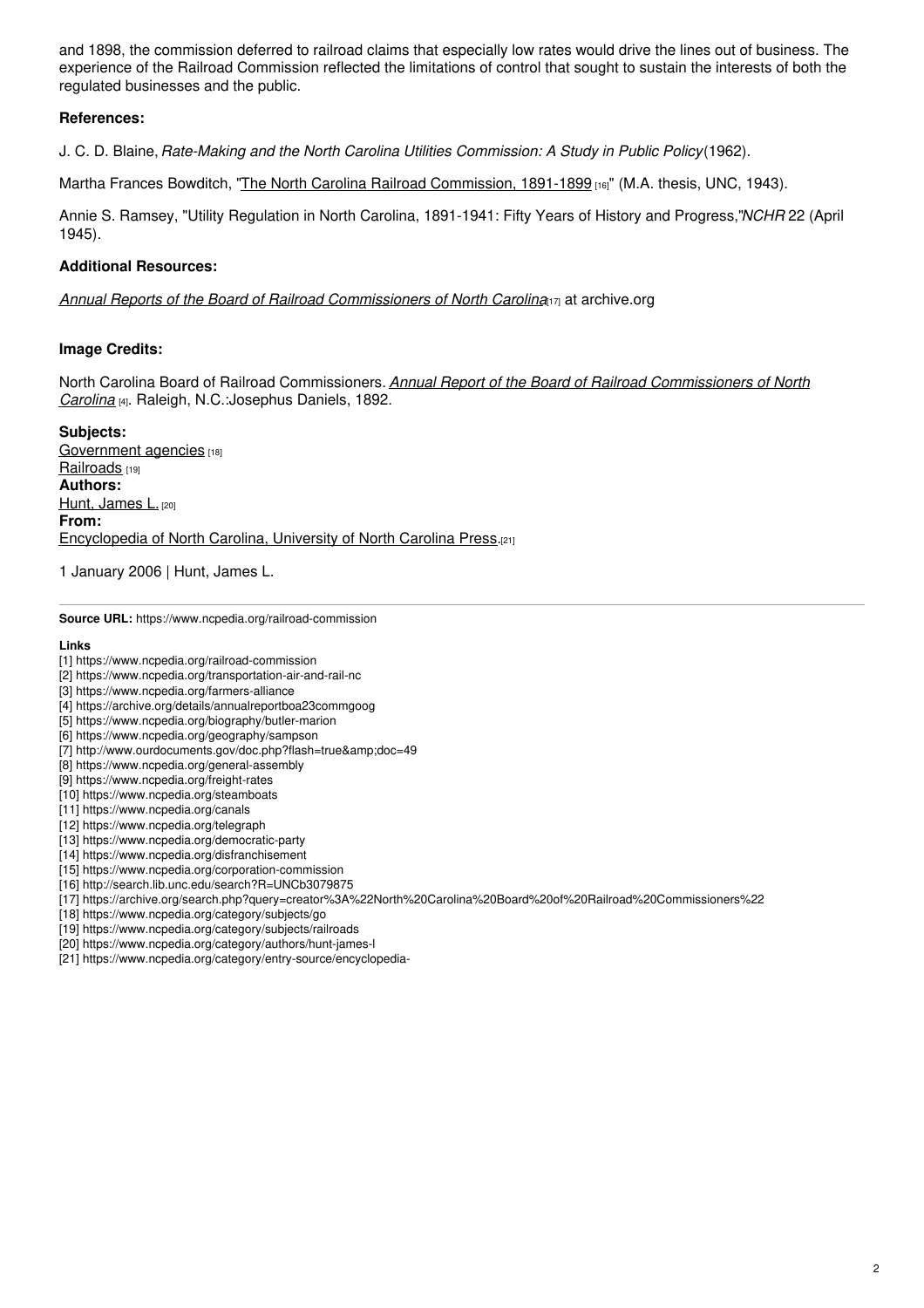and 1898, the commission deferred to railroad claims that especially low rates would drive the lines out of business. The experience of the Railroad Commission reflected the limitations of control that sought to sustain the interests of both the regulated businesses and the public.

**References:**

J. C. D. Blaine, *Rate-Making and the North Carolina Utilities Commission: A Study in Public Policy* (1962).

Martha Frances Bowditch, "The North Carolina Railroad Commission, 1891-1899 [16]" (M.A. thesis, UNC, 1943).

Annie S. Ramsey, "Utility Regulation in North Carolina, 1891-1941: Fifty Years of History and Progress," *NCHR* 22 (April 1945).

**Additional Resources:**

*Annual Reports of the Board of Railroad Commissioners of North Carolina* [17] at archive.org

**Image Credits:**

North Carolina Board of Railroad Commissioners. *Annual Report of the Board of Railroad Commissioners of North Carolina* [4]. Raleigh, N.C.:Josephus Daniels, 1892.

**Subjects:**
Government agencies [18]
Railroads [19]
**Authors:**
Hunt, James L. [20]
**From:**
Encyclopedia of North Carolina, University of North Carolina Press. [21]

1 January 2006 | Hunt, James L.

**Source URL:** https://www.ncpedia.org/railroad-commission

**Links**
[1] https://www.ncpedia.org/railroad-commission
[2] https://www.ncpedia.org/transportation-air-and-rail-nc
[3] https://www.ncpedia.org/farmers-alliance
[4] https://archive.org/details/annualreportboa23commgoog
[5] https://www.ncpedia.org/biography/butler-marion
[6] https://www.ncpedia.org/geography/sampson
[7] http://www.ourdocuments.gov/doc.php?flash=true&amp;doc=49
[8] https://www.ncpedia.org/general-assembly
[9] https://www.ncpedia.org/freight-rates
[10] https://www.ncpedia.org/steamboats
[11] https://www.ncpedia.org/canals
[12] https://www.ncpedia.org/telegraph
[13] https://www.ncpedia.org/democratic-party
[14] https://www.ncpedia.org/disfranchisement
[15] https://www.ncpedia.org/corporation-commission
[16] http://search.lib.unc.edu/search?R=UNCb3079875
[17] https://archive.org/search.php?query=creator%3A%22North%20Carolina%20Board%20of%20Railroad%20Commissioners%22
[18] https://www.ncpedia.org/category/subjects/go
[19] https://www.ncpedia.org/category/subjects/railroads
[20] https://www.ncpedia.org/category/authors/hunt-james-l
[21] https://www.ncpedia.org/category/entry-source/encyclopedia-